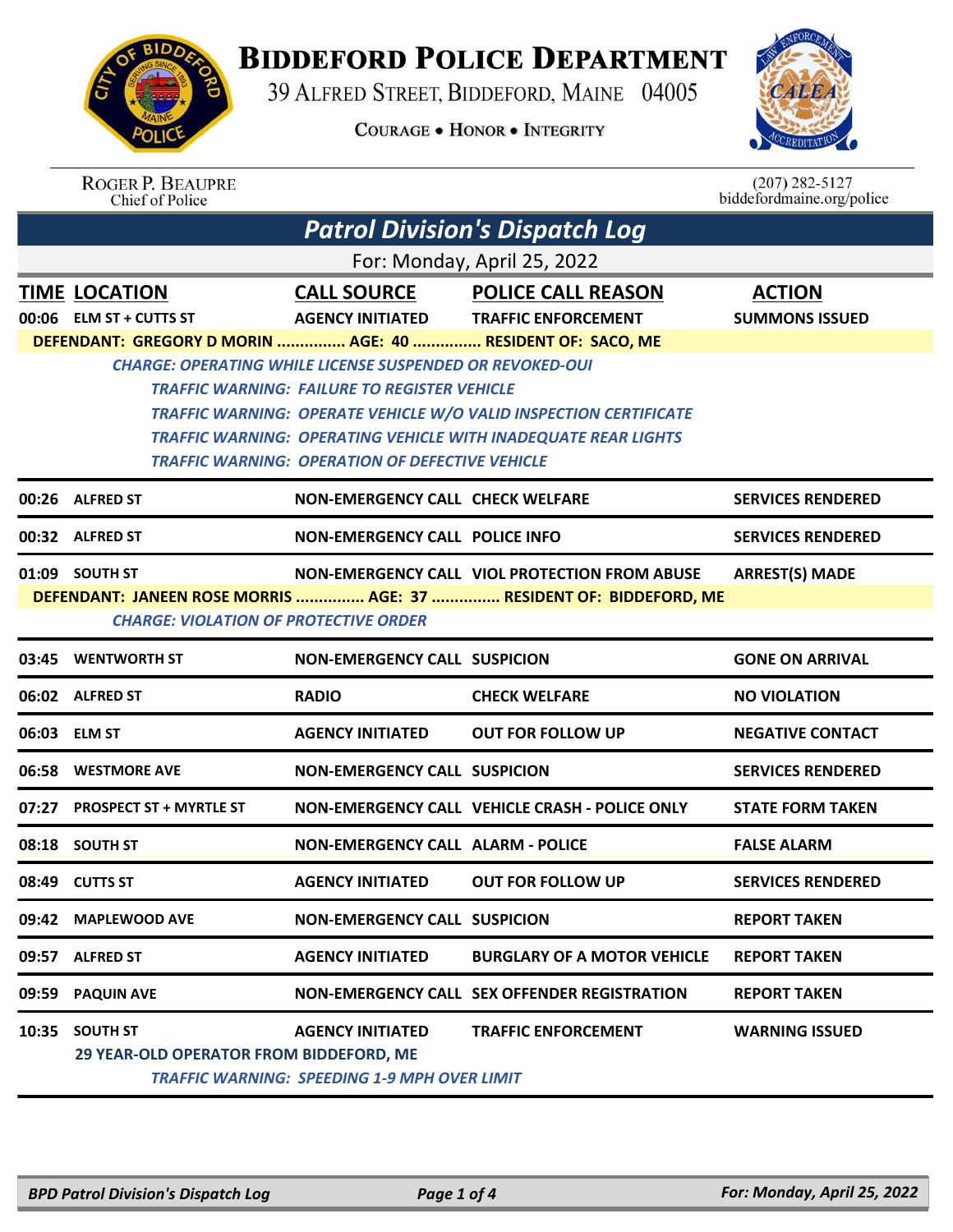# BIDDEFORD POLICE DEPARTMENT

39 ALFRED STREET, BIDDEFORD, MAINE 04005

COURAGE • HONOR • INTEGRITY

ROGER P. BEAUPRE
Chief of Police

(207) 282-5127
biddefordmaine.org/police

## Patrol Division's Dispatch Log

For: Monday, April 25, 2022

| TIME | LOCATION | CALL SOURCE | POLICE CALL REASON | ACTION |
|---|---|---|---|---|
| 00:06 | ELM ST + CUTTS ST | AGENCY INITIATED | TRAFFIC ENFORCEMENT | SUMMONS ISSUED |

DEFENDANT: GREGORY D MORIN ............... AGE: 40 ............... RESIDENT OF: SACO, ME

*CHARGE: OPERATING WHILE LICENSE SUSPENDED OR REVOKED-OUI*
*TRAFFIC WARNING: FAILURE TO REGISTER VEHICLE*
*TRAFFIC WARNING: OPERATE VEHICLE W/O VALID INSPECTION CERTIFICATE*
*TRAFFIC WARNING: OPERATING VEHICLE WITH INADEQUATE REAR LIGHTS*
*TRAFFIC WARNING: OPERATION OF DEFECTIVE VEHICLE*

| TIME | LOCATION | CALL SOURCE | POLICE CALL REASON | ACTION |
|---|---|---|---|---|
| 00:26 | ALFRED ST | NON-EMERGENCY CALL | CHECK WELFARE | SERVICES RENDERED |
| 00:32 | ALFRED ST | NON-EMERGENCY CALL | POLICE INFO | SERVICES RENDERED |
| 01:09 | SOUTH ST | NON-EMERGENCY CALL | VIOL PROTECTION FROM ABUSE | ARREST(S) MADE |

DEFENDANT: JANEEN ROSE MORRIS ............... AGE: 37 ............... RESIDENT OF: BIDDEFORD, ME

*CHARGE: VIOLATION OF PROTECTIVE ORDER*

| TIME | LOCATION | CALL SOURCE | POLICE CALL REASON | ACTION |
|---|---|---|---|---|
| 03:45 | WENTWORTH ST | NON-EMERGENCY CALL | SUSPICION | GONE ON ARRIVAL |
| 06:02 | ALFRED ST | RADIO | CHECK WELFARE | NO VIOLATION |
| 06:03 | ELM ST | AGENCY INITIATED | OUT FOR FOLLOW UP | NEGATIVE CONTACT |
| 06:58 | WESTMORE AVE | NON-EMERGENCY CALL | SUSPICION | SERVICES RENDERED |
| 07:27 | PROSPECT ST + MYRTLE ST | NON-EMERGENCY CALL | VEHICLE CRASH - POLICE ONLY | STATE FORM TAKEN |
| 08:18 | SOUTH ST | NON-EMERGENCY CALL | ALARM - POLICE | FALSE ALARM |
| 08:49 | CUTTS ST | AGENCY INITIATED | OUT FOR FOLLOW UP | SERVICES RENDERED |
| 09:42 | MAPLEWOOD AVE | NON-EMERGENCY CALL | SUSPICION | REPORT TAKEN |
| 09:57 | ALFRED ST | AGENCY INITIATED | BURGLARY OF A MOTOR VEHICLE | REPORT TAKEN |
| 09:59 | PAQUIN AVE | NON-EMERGENCY CALL | SEX OFFENDER REGISTRATION | REPORT TAKEN |
| 10:35 | SOUTH ST | AGENCY INITIATED | TRAFFIC ENFORCEMENT | WARNING ISSUED |

29 YEAR-OLD OPERATOR FROM BIDDEFORD, ME

*TRAFFIC WARNING: SPEEDING 1-9 MPH OVER LIMIT*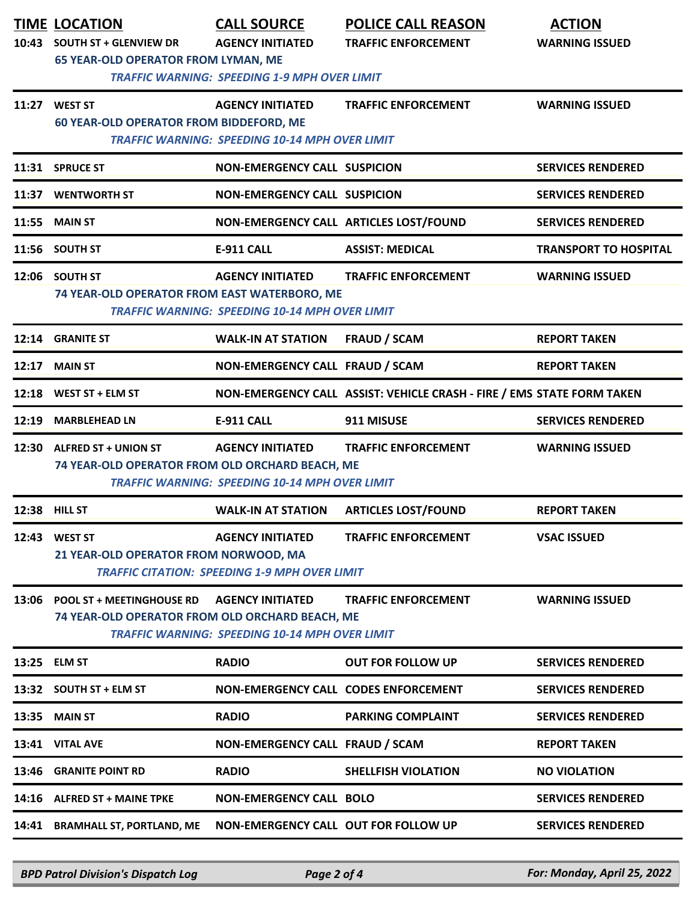| TIME | LOCATION | CALL SOURCE | POLICE CALL REASON | ACTION |
|---|---|---|---|---|
| 10:43 | SOUTH ST + GLENVIEW DR | AGENCY INITIATED | TRAFFIC ENFORCEMENT | WARNING ISSUED |
| | 65 YEAR-OLD OPERATOR FROM LYMAN, ME | | | |
| | *TRAFFIC WARNING: SPEEDING 1-9 MPH OVER LIMIT* | | | |
| 11:27 | WEST ST | AGENCY INITIATED | TRAFFIC ENFORCEMENT | WARNING ISSUED |
| | 60 YEAR-OLD OPERATOR FROM BIDDEFORD, ME | | | |
| | *TRAFFIC WARNING: SPEEDING 10-14 MPH OVER LIMIT* | | | |
| 11:31 | SPRUCE ST | NON-EMERGENCY CALL | SUSPICION | SERVICES RENDERED |
| 11:37 | WENTWORTH ST | NON-EMERGENCY CALL | SUSPICION | SERVICES RENDERED |
| 11:55 | MAIN ST | NON-EMERGENCY CALL | ARTICLES LOST/FOUND | SERVICES RENDERED |
| 11:56 | SOUTH ST | E-911 CALL | ASSIST: MEDICAL | TRANSPORT TO HOSPITAL |
| 12:06 | SOUTH ST | AGENCY INITIATED | TRAFFIC ENFORCEMENT | WARNING ISSUED |
| | 74 YEAR-OLD OPERATOR FROM EAST WATERBORO, ME | | | |
| | *TRAFFIC WARNING: SPEEDING 10-14 MPH OVER LIMIT* | | | |
| 12:14 | GRANITE ST | WALK-IN AT STATION | FRAUD / SCAM | REPORT TAKEN |
| 12:17 | MAIN ST | NON-EMERGENCY CALL | FRAUD / SCAM | REPORT TAKEN |
| 12:18 | WEST ST + ELM ST | NON-EMERGENCY CALL | ASSIST: VEHICLE CRASH - FIRE / EMS | STATE FORM TAKEN |
| 12:19 | MARBLEHEAD LN | E-911 CALL | 911 MISUSE | SERVICES RENDERED |
| 12:30 | ALFRED ST + UNION ST | AGENCY INITIATED | TRAFFIC ENFORCEMENT | WARNING ISSUED |
| | 74 YEAR-OLD OPERATOR FROM OLD ORCHARD BEACH, ME | | | |
| | *TRAFFIC WARNING: SPEEDING 10-14 MPH OVER LIMIT* | | | |
| 12:38 | HILL ST | WALK-IN AT STATION | ARTICLES LOST/FOUND | REPORT TAKEN |
| 12:43 | WEST ST | AGENCY INITIATED | TRAFFIC ENFORCEMENT | VSAC ISSUED |
| | 21 YEAR-OLD OPERATOR FROM NORWOOD, MA | | | |
| | *TRAFFIC CITATION: SPEEDING 1-9 MPH OVER LIMIT* | | | |
| 13:06 | POOL ST + MEETINGHOUSE RD | AGENCY INITIATED | TRAFFIC ENFORCEMENT | WARNING ISSUED |
| | 74 YEAR-OLD OPERATOR FROM OLD ORCHARD BEACH, ME | | | |
| | *TRAFFIC WARNING: SPEEDING 10-14 MPH OVER LIMIT* | | | |
| 13:25 | ELM ST | RADIO | OUT FOR FOLLOW UP | SERVICES RENDERED |
| 13:32 | SOUTH ST + ELM ST | NON-EMERGENCY CALL | CODES ENFORCEMENT | SERVICES RENDERED |
| 13:35 | MAIN ST | RADIO | PARKING COMPLAINT | SERVICES RENDERED |
| 13:41 | VITAL AVE | NON-EMERGENCY CALL | FRAUD / SCAM | REPORT TAKEN |
| 13:46 | GRANITE POINT RD | RADIO | SHELLFISH VIOLATION | NO VIOLATION |
| 14:16 | ALFRED ST + MAINE TPKE | NON-EMERGENCY CALL | BOLO | SERVICES RENDERED |
| 14:41 | BRAMHALL ST, PORTLAND, ME | NON-EMERGENCY CALL | OUT FOR FOLLOW UP | SERVICES RENDERED |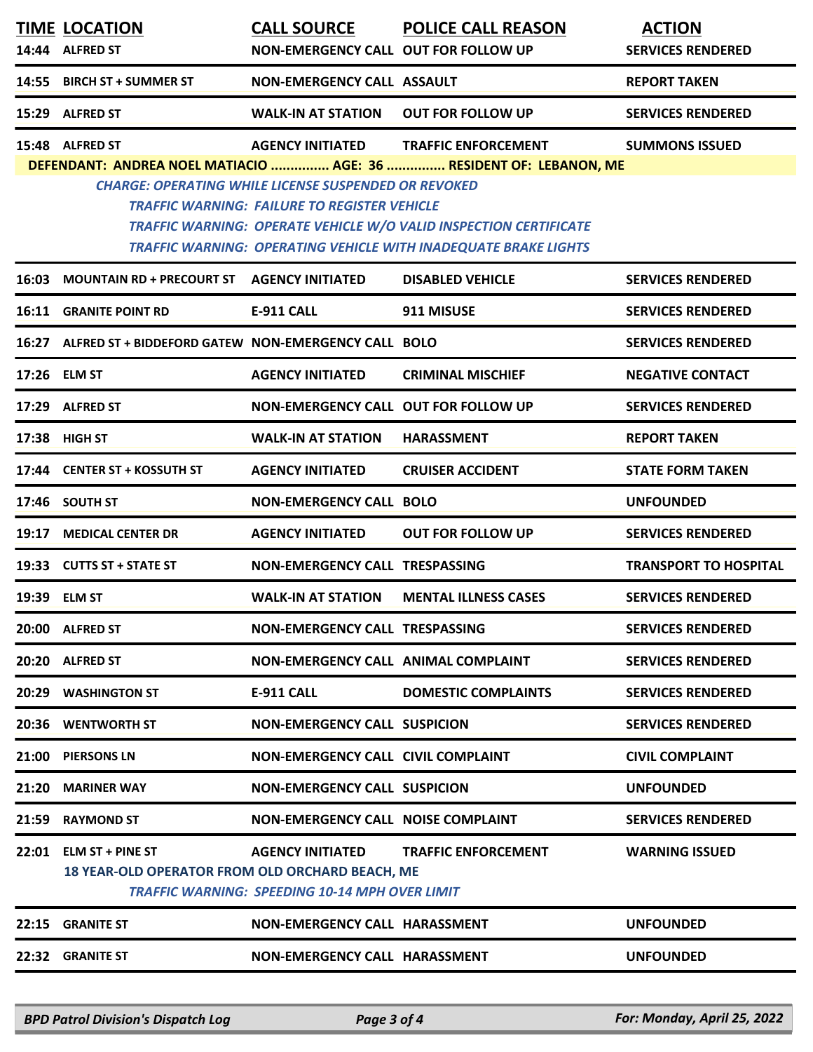| TIME | LOCATION | CALL SOURCE | POLICE CALL REASON | ACTION |
|---|---|---|---|---|
| 14:44 | ALFRED ST | NON-EMERGENCY CALL | OUT FOR FOLLOW UP | SERVICES RENDERED |
| 14:55 | BIRCH ST + SUMMER ST | NON-EMERGENCY CALL | ASSAULT | REPORT TAKEN |
| 15:29 | ALFRED ST | WALK-IN AT STATION | OUT FOR FOLLOW UP | SERVICES RENDERED |
| 15:48 | ALFRED ST | AGENCY INITIATED | TRAFFIC ENFORCEMENT | SUMMONS ISSUED |

**DEFENDANT: ANDREA NOEL MATIACIO ............... AGE: 36 ............... RESIDENT OF: LEBANON, ME**

*CHARGE: OPERATING WHILE LICENSE SUSPENDED OR REVOKED*

*TRAFFIC WARNING: FAILURE TO REGISTER VEHICLE*

*TRAFFIC WARNING: OPERATE VEHICLE W/O VALID INSPECTION CERTIFICATE*

*TRAFFIC WARNING: OPERATING VEHICLE WITH INADEQUATE BRAKE LIGHTS*

| TIME | LOCATION | CALL SOURCE | POLICE CALL REASON | ACTION |
|---|---|---|---|---|
| 16:03 | MOUNTAIN RD + PRECOURT ST | AGENCY INITIATED | DISABLED VEHICLE | SERVICES RENDERED |
| 16:11 | GRANITE POINT RD | E-911 CALL | 911 MISUSE | SERVICES RENDERED |
| 16:27 | ALFRED ST + BIDDEFORD GATEW | NON-EMERGENCY CALL | BOLO | SERVICES RENDERED |
| 17:26 | ELM ST | AGENCY INITIATED | CRIMINAL MISCHIEF | NEGATIVE CONTACT |
| 17:29 | ALFRED ST | NON-EMERGENCY CALL | OUT FOR FOLLOW UP | SERVICES RENDERED |
| 17:38 | HIGH ST | WALK-IN AT STATION | HARASSMENT | REPORT TAKEN |
| 17:44 | CENTER ST + KOSSUTH ST | AGENCY INITIATED | CRUISER ACCIDENT | STATE FORM TAKEN |
| 17:46 | SOUTH ST | NON-EMERGENCY CALL | BOLO | UNFOUNDED |
| 19:17 | MEDICAL CENTER DR | AGENCY INITIATED | OUT FOR FOLLOW UP | SERVICES RENDERED |
| 19:33 | CUTTS ST + STATE ST | NON-EMERGENCY CALL | TRESPASSING | TRANSPORT TO HOSPITAL |
| 19:39 | ELM ST | WALK-IN AT STATION | MENTAL ILLNESS CASES | SERVICES RENDERED |
| 20:00 | ALFRED ST | NON-EMERGENCY CALL | TRESPASSING | SERVICES RENDERED |
| 20:20 | ALFRED ST | NON-EMERGENCY CALL | ANIMAL COMPLAINT | SERVICES RENDERED |
| 20:29 | WASHINGTON ST | E-911 CALL | DOMESTIC COMPLAINTS | SERVICES RENDERED |
| 20:36 | WENTWORTH ST | NON-EMERGENCY CALL | SUSPICION | SERVICES RENDERED |
| 21:00 | PIERSONS LN | NON-EMERGENCY CALL | CIVIL COMPLAINT | CIVIL COMPLAINT |
| 21:20 | MARINER WAY | NON-EMERGENCY CALL | SUSPICION | UNFOUNDED |
| 21:59 | RAYMOND ST | NON-EMERGENCY CALL | NOISE COMPLAINT | SERVICES RENDERED |
| 22:01 | ELM ST + PINE ST | AGENCY INITIATED | TRAFFIC ENFORCEMENT | WARNING ISSUED |

**18 YEAR-OLD OPERATOR FROM OLD ORCHARD BEACH, ME**

*TRAFFIC WARNING: SPEEDING 10-14 MPH OVER LIMIT*

| TIME | LOCATION | CALL SOURCE | POLICE CALL REASON | ACTION |
|---|---|---|---|---|
| 22:15 | GRANITE ST | NON-EMERGENCY CALL | HARASSMENT | UNFOUNDED |
| 22:32 | GRANITE ST | NON-EMERGENCY CALL | HARASSMENT | UNFOUNDED |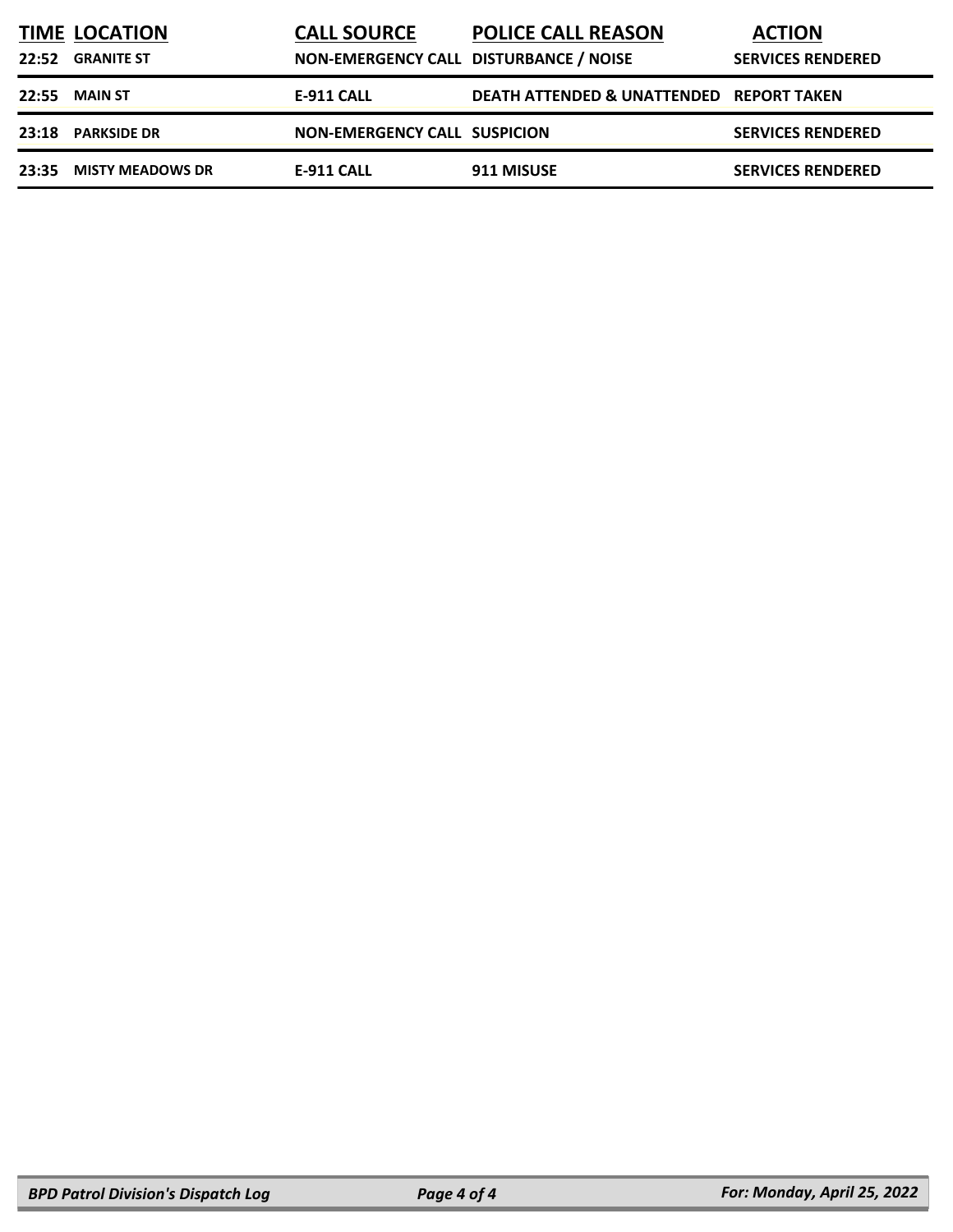| TIME | LOCATION | CALL SOURCE | POLICE CALL REASON | ACTION |
|---|---|---|---|---|
| 22:52 | GRANITE ST | NON-EMERGENCY CALL | DISTURBANCE / NOISE | SERVICES RENDERED |
| 22:55 | MAIN ST | E-911 CALL | DEATH ATTENDED & UNATTENDED | REPORT TAKEN |
| 23:18 | PARKSIDE DR | NON-EMERGENCY CALL | SUSPICION | SERVICES RENDERED |
| 23:35 | MISTY MEADOWS DR | E-911 CALL | 911 MISUSE | SERVICES RENDERED |